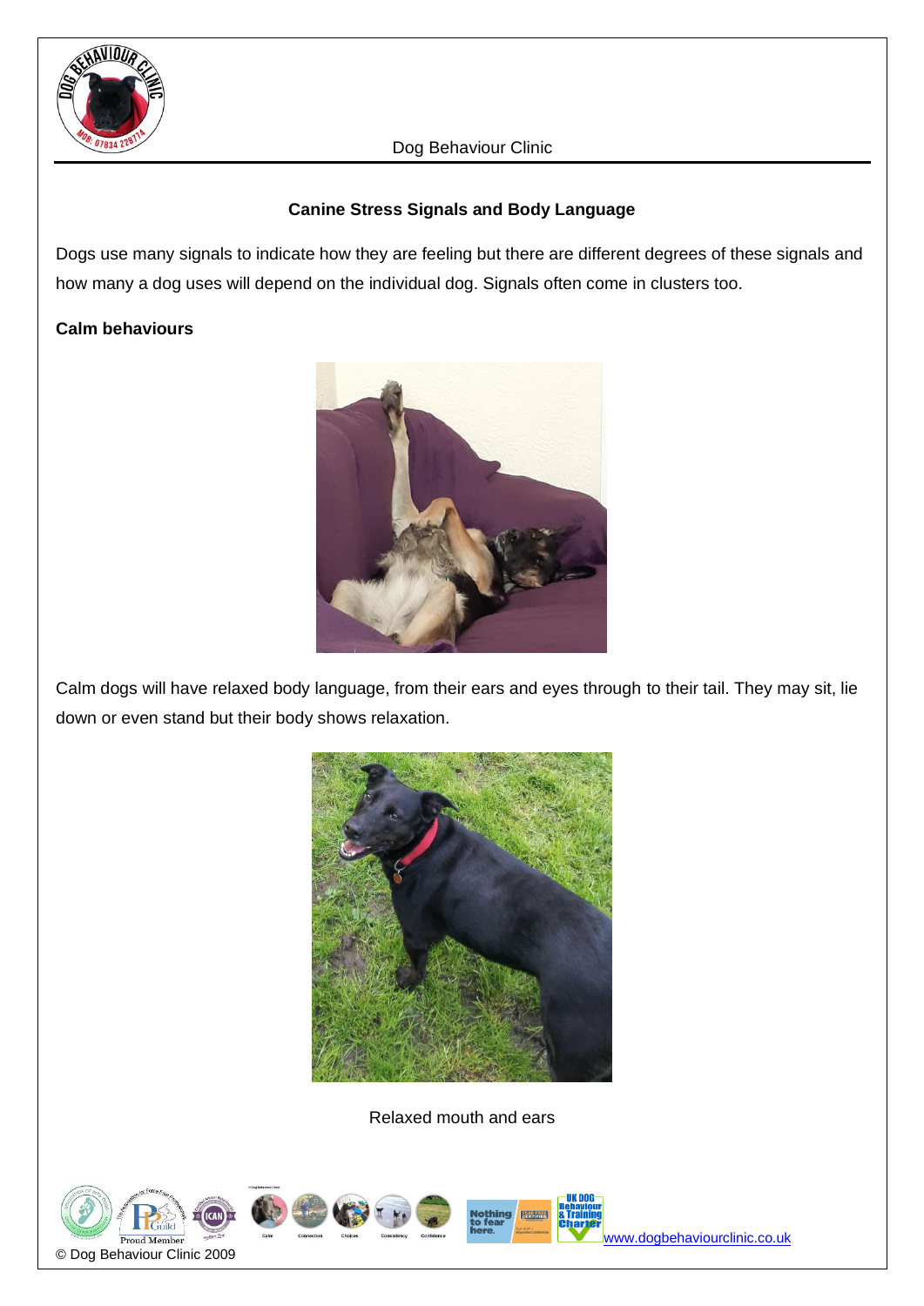## Canine Stress Signals and Body Language

Dogs use many signals to indicate how they are feeling but there are different degrees of these signals and how many a dog uses will depend on the individual dog. Signals often come in clusters too.

### Calm behaviours

Calm dogs will have relaxed body language, from their ears and eyes through to their tail. They may sit, lie down or even stand but their body shows relaxation.

Relaxed mouth and ears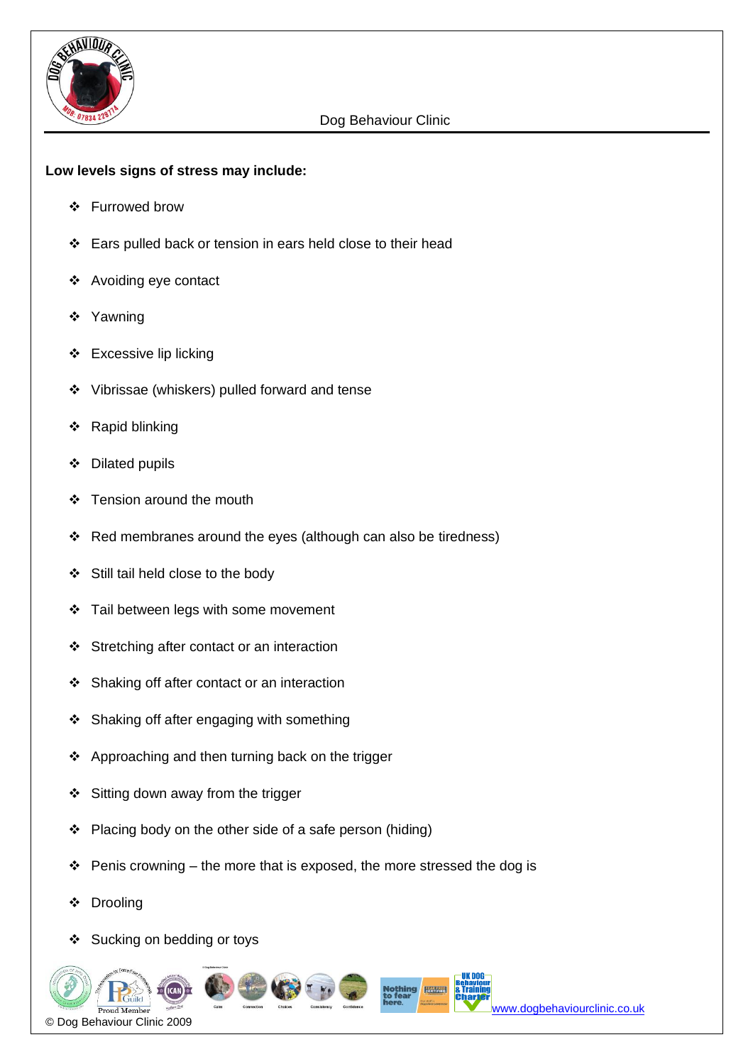**Low levels signs of stress may include:**

- Furrowed brow
- Ears pulled back or tension in ears held close to their head
- Avoiding eye contact
- Yawning
- Excessive lip licking
- Vibrissae (whiskers) pulled forward and tense
- Rapid blinking
- Dilated pupils
- Tension around the mouth
- Red membranes around the eyes (although can also be tiredness)
- Still tail held close to the body
- Tail between legs with some movement
- Stretching after contact or an interaction
- Shaking off after contact or an interaction
- Shaking off after engaging with something
- Approaching and then turning back on the trigger
- Sitting down away from the trigger
- Placing body on the other side of a safe person (hiding)
- Penis crowning – the more that is exposed, the more stressed the dog is
- Drooling
- Sucking on bedding or toys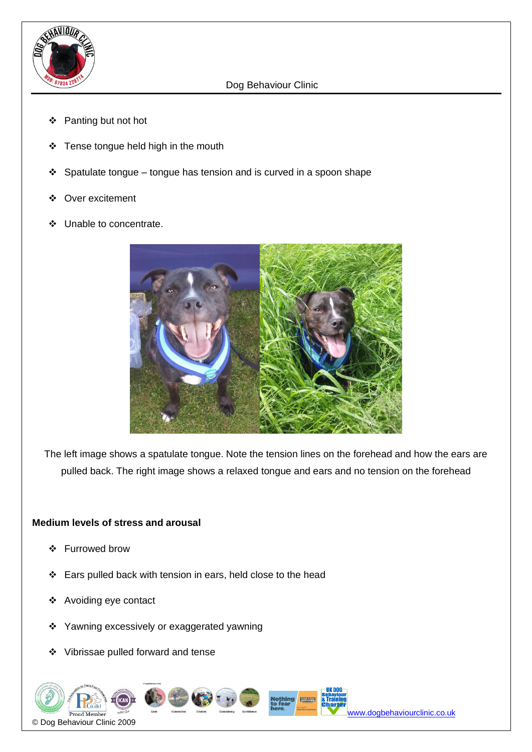- Panting but not hot
- Tense tongue held high in the mouth
- Spatulate tongue – tongue has tension and is curved in a spoon shape
- Over excitement
- Unable to concentrate.

The left image shows a spatulate tongue. Note the tension lines on the forehead and how the ears are pulled back. The right image shows a relaxed tongue and ears and no tension on the forehead

**Medium levels of stress and arousal**

- Furrowed brow
- Ears pulled back with tension in ears, held close to the head
- Avoiding eye contact
- Yawning excessively or exaggerated yawning
- Vibrissae pulled forward and tense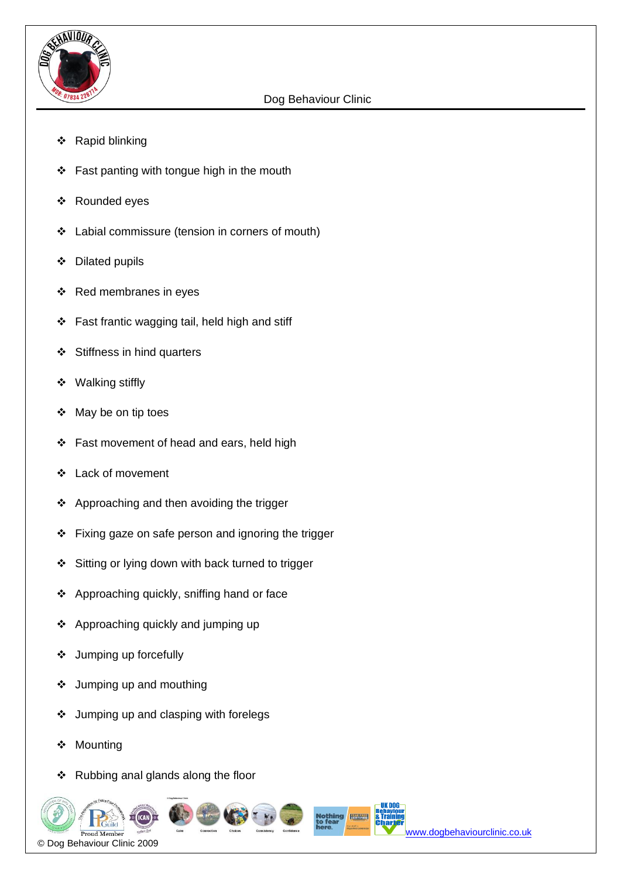- Rapid blinking
- Fast panting with tongue high in the mouth
- Rounded eyes
- Labial commissure (tension in corners of mouth)
- Dilated pupils
- Red membranes in eyes
- Fast frantic wagging tail, held high and stiff
- Stiffness in hind quarters
- Walking stiffly
- May be on tip toes
- Fast movement of head and ears, held high
- Lack of movement
- Approaching and then avoiding the trigger
- Fixing gaze on safe person and ignoring the trigger
- Sitting or lying down with back turned to trigger
- Approaching quickly, sniffing hand or face
- Approaching quickly and jumping up
- Jumping up forcefully
- Jumping up and mouthing
- Jumping up and clasping with forelegs
- Mounting
- Rubbing anal glands along the floor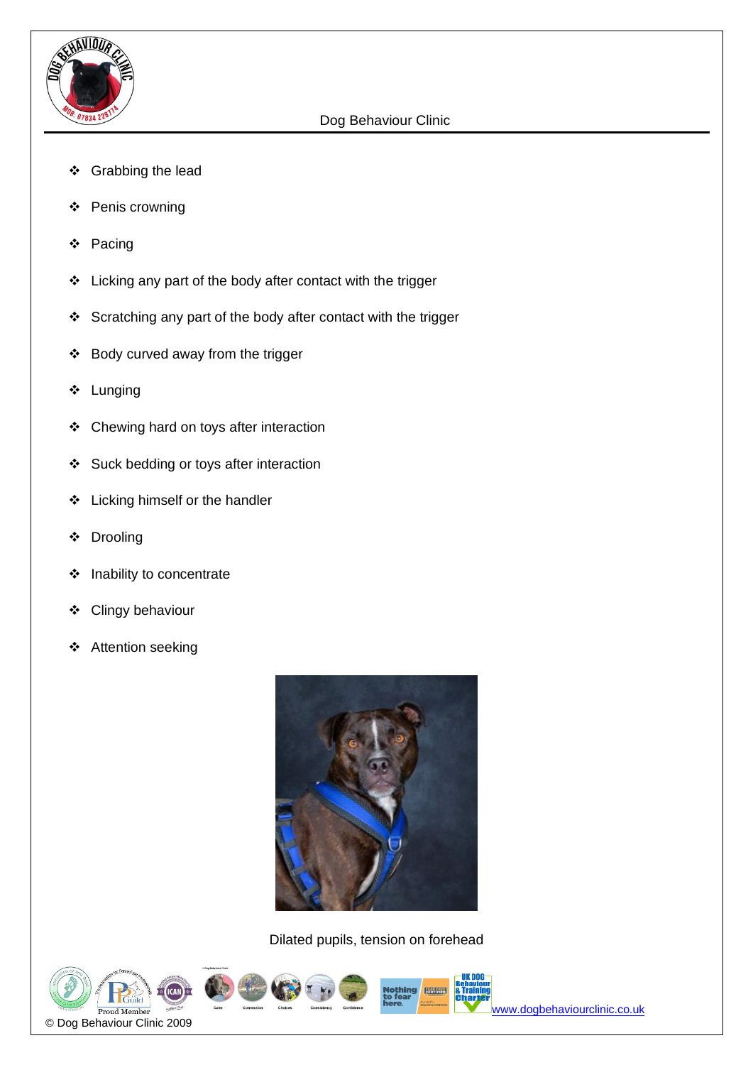- Grabbing the lead
- Penis crowning
- Pacing
- Licking any part of the body after contact with the trigger
- Scratching any part of the body after contact with the trigger
- Body curved away from the trigger
- Lunging
- Chewing hard on toys after interaction
- Suck bedding or toys after interaction
- Licking himself or the handler
- Drooling
- Inability to concentrate
- Clingy behaviour
- Attention seeking

Dilated pupils, tension on forehead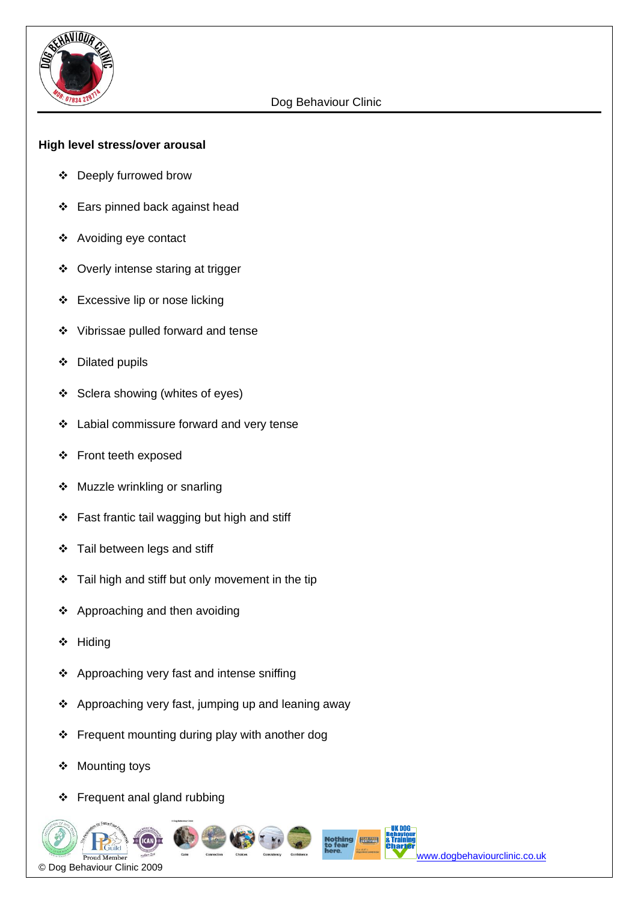**High level stress/over arousal**

- Deeply furrowed brow
- Ears pinned back against head
- Avoiding eye contact
- Overly intense staring at trigger
- Excessive lip or nose licking
- Vibrissae pulled forward and tense
- Dilated pupils
- Sclera showing (whites of eyes)
- Labial commissure forward and very tense
- Front teeth exposed
- Muzzle wrinkling or snarling
- Fast frantic tail wagging but high and stiff
- Tail between legs and stiff
- Tail high and stiff but only movement in the tip
- Approaching and then avoiding
- Hiding
- Approaching very fast and intense sniffing
- Approaching very fast, jumping up and leaning away
- Frequent mounting during play with another dog
- Mounting toys
- Frequent anal gland rubbing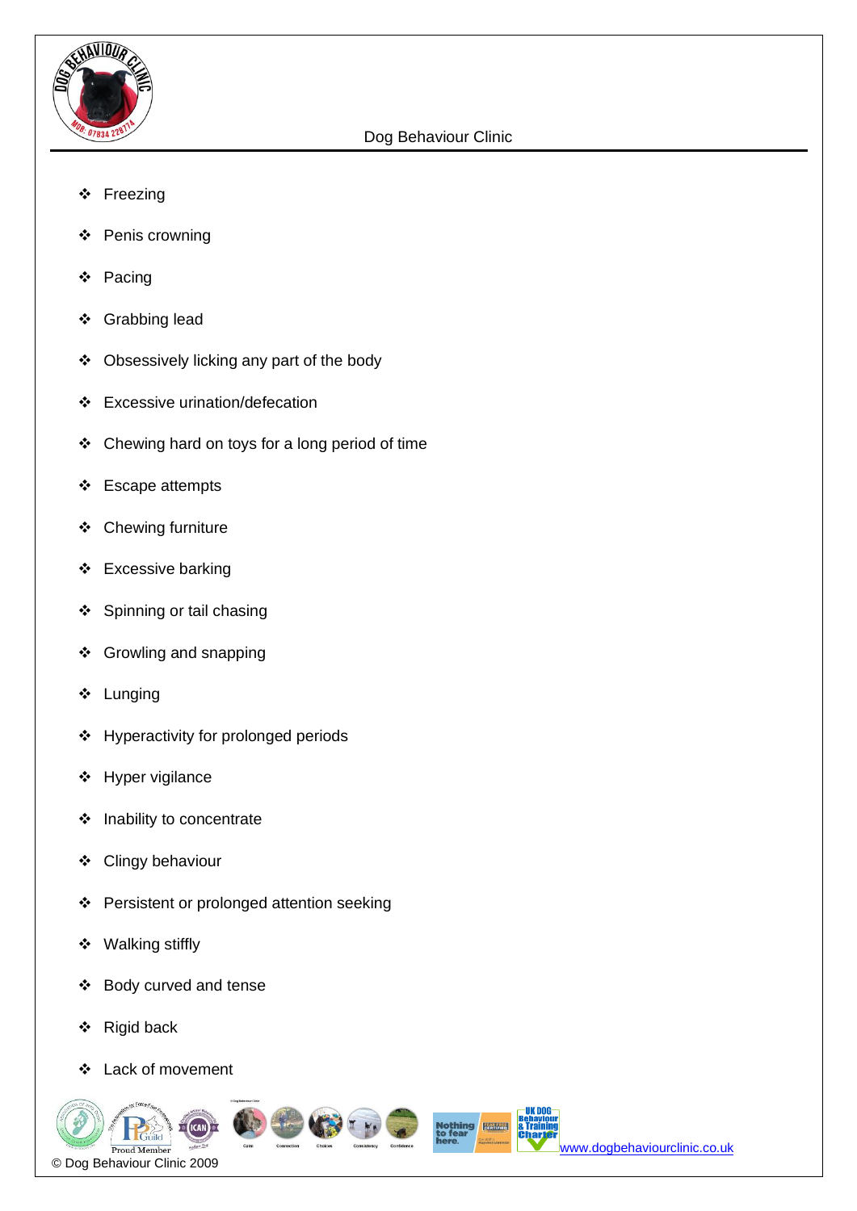- Freezing
- Penis crowning
- Pacing
- Grabbing lead
- Obsessively licking any part of the body
- Excessive urination/defecation
- Chewing hard on toys for a long period of time
- Escape attempts
- Chewing furniture
- Excessive barking
- Spinning or tail chasing
- Growling and snapping
- Lunging
- Hyperactivity for prolonged periods
- Hyper vigilance
- Inability to concentrate
- Clingy behaviour
- Persistent or prolonged attention seeking
- Walking stiffly
- Body curved and tense
- Rigid back
- Lack of movement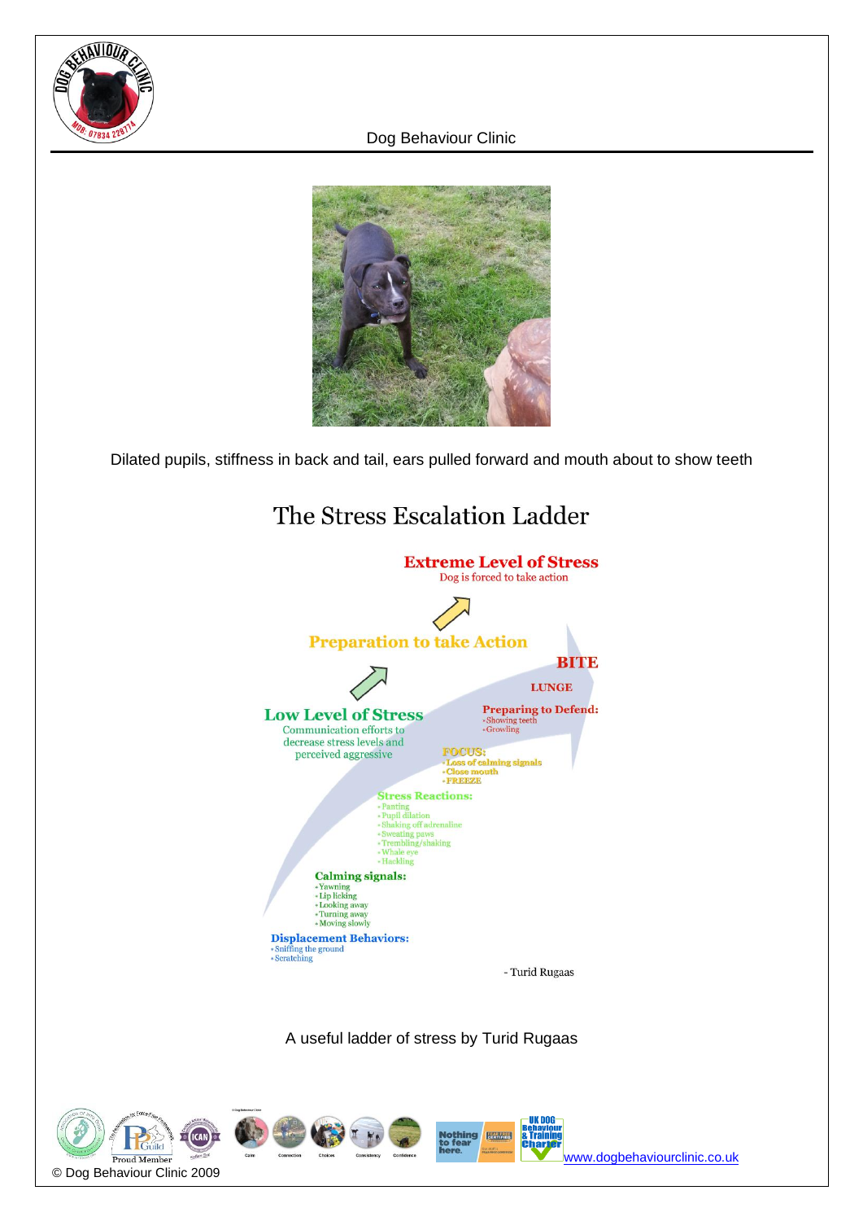Dilated pupils, stiffness in back and tail, ears pulled forward and mouth about to show teeth

## The Stress Escalation Ladder

**Extreme Level of Stress**
Dog is forced to take action

**Preparation to take Action**

**BITE**

**LUNGE**

**Preparing to Defend:**
- Showing teeth
- Growling

**Low Level of Stress**
Communication efforts to decrease stress levels and perceived aggressive

**FOCUS:**
- Loss of calming signals
- Close mouth
- FREEZE

**Stress Reactions:**
- Panting
- Pupil dilation
- Shaking off adrenaline
- Sweating paws
- Trembling/shaking
- Whale eye
- Hackling

**Calming signals:**
- Yawning
- Lip licking
- Looking away
- Turning away
- Moving slowly

**Displacement Behaviors:**
- Sniffing the ground
- Scratching

- Turid Rugaas

A useful ladder of stress by Turid Rugaas

www.dogbehaviourclinic.co.uk

© Dog Behaviour Clinic 2009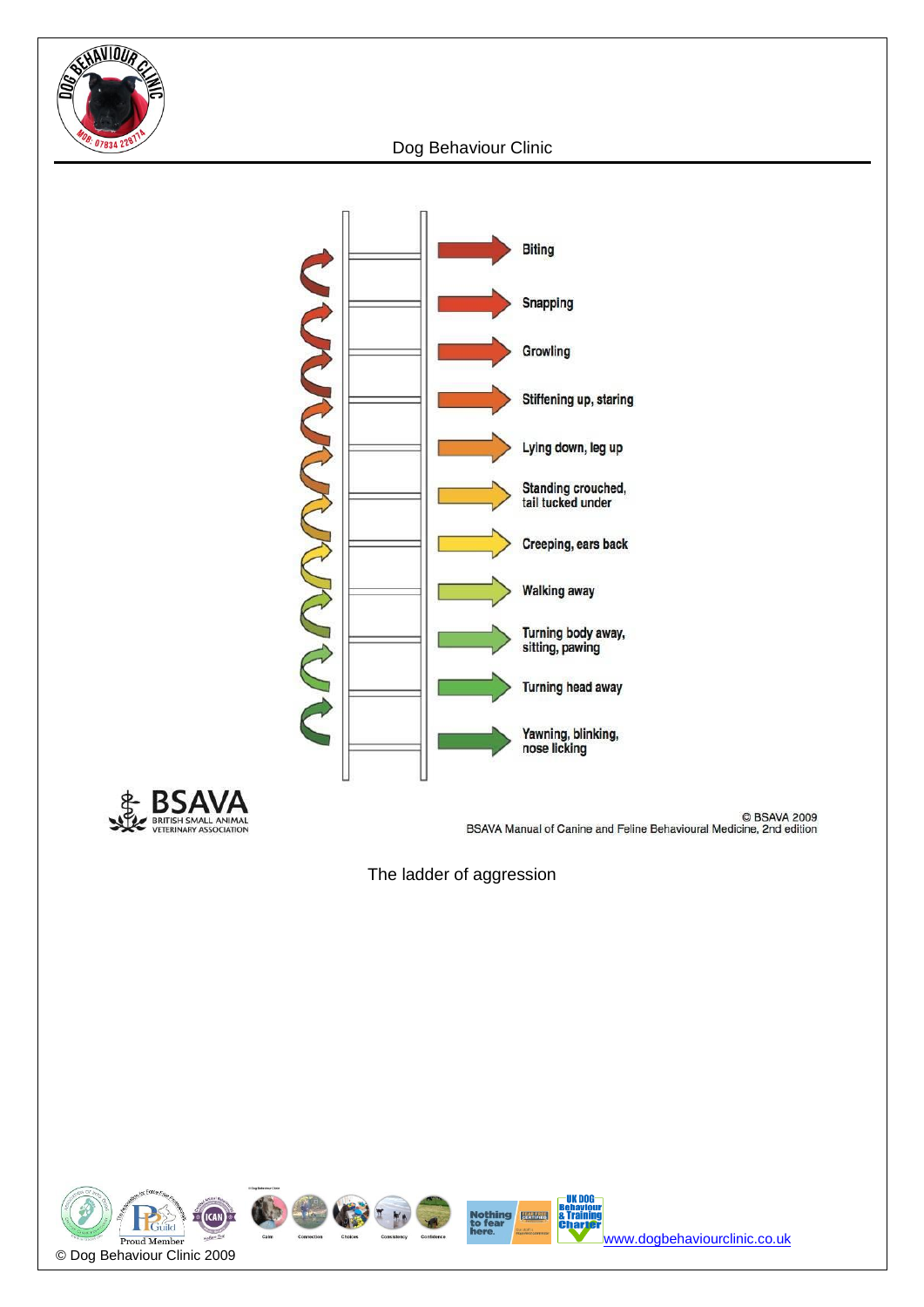Biting

Snapping

Growling

Stiffening up, staring

Lying down, leg up

Standing crouched, tail tucked under

Creeping, ears back

Walking away

Turning body away, sitting, pawing

Turning head away

Yawning, blinking, nose licking

© BSAVA 2009
BSAVA Manual of Canine and Feline Behavioural Medicine, 2nd edition

The ladder of aggression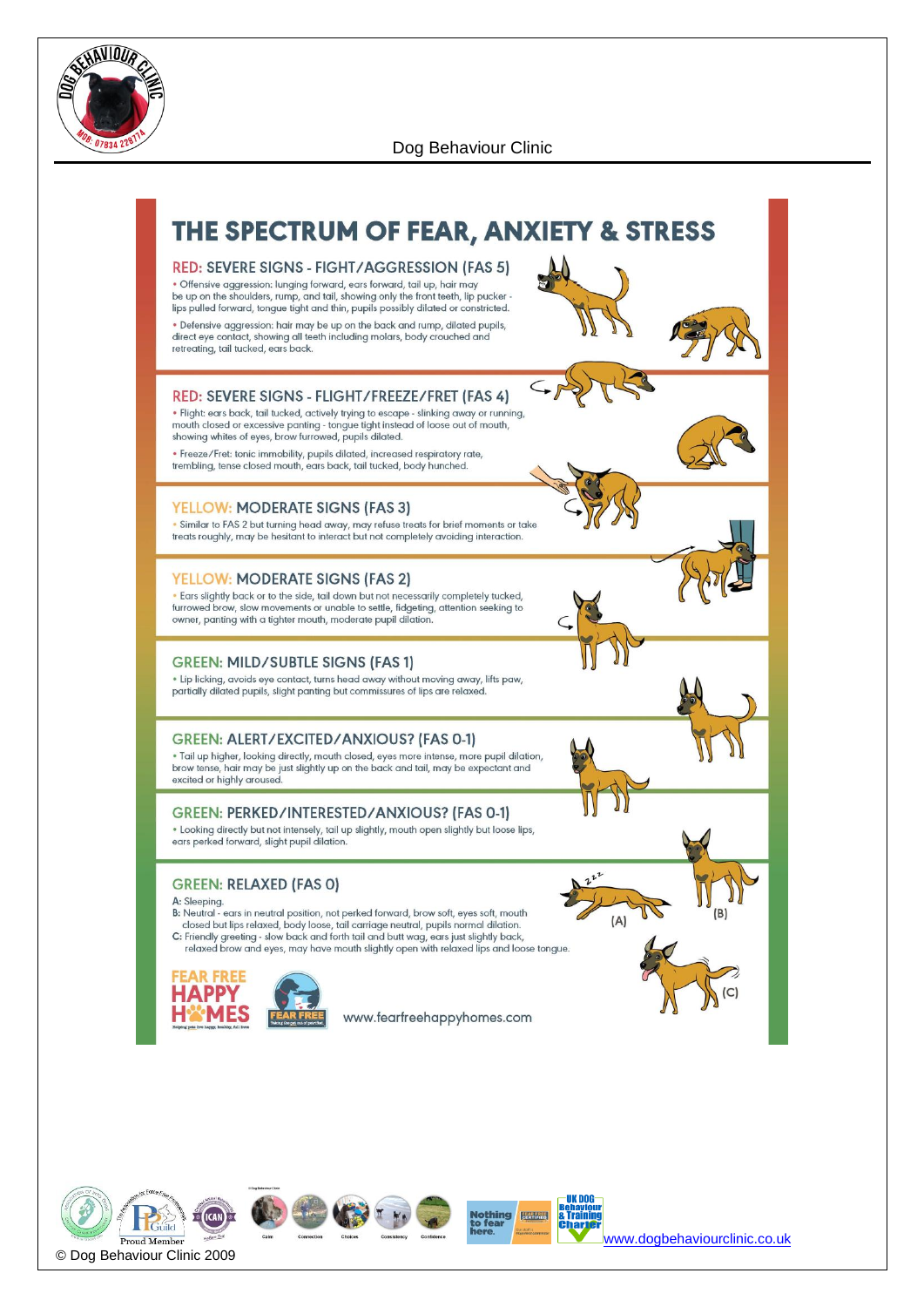# THE SPECTRUM OF FEAR, ANXIETY & STRESS

## RED: SEVERE SIGNS - FIGHT/AGGRESSION (FAS 5)

- Offensive aggression: lunging forward, ears forward, tail up, hair may be up on the shoulders, rump, and tail, showing only the front teeth, lip pucker - lips pulled forward, tongue tight and thin, pupils possibly dilated or constricted.
- Defensive aggression: hair may be up on the back and rump, dilated pupils, direct eye contact, showing all teeth including molars, body crouched and retreating, tail tucked, ears back.

## RED: SEVERE SIGNS - FLIGHT/FREEZE/FRET (FAS 4)

- Flight: ears back, tail tucked, actively trying to escape - slinking away or running, mouth closed or excessive panting - tongue tight instead of loose out of mouth, showing whites of eyes, brow furrowed, pupils dilated.
- Freeze/Fret: tonic immobility, pupils dilated, increased respiratory rate, trembling, tense closed mouth, ears back, tail tucked, body hunched.

## YELLOW: MODERATE SIGNS (FAS 3)

- Similar to FAS 2 but turning head away, may refuse treats for brief moments or take treats roughly, may be hesitant to interact but not completely avoiding interaction.

## YELLOW: MODERATE SIGNS (FAS 2)

- Ears slightly back or to the side, tail down but not necessarily completely tucked, furrowed brow, slow movements or unable to settle, fidgeting, attention seeking to owner, panting with a tighter mouth, moderate pupil dilation.

## GREEN: MILD/SUBTLE SIGNS (FAS 1)

- Lip licking, avoids eye contact, turns head away without moving away, lifts paw, partially dilated pupils, slight panting but commissures of lips are relaxed.

## GREEN: ALERT/EXCITED/ANXIOUS? (FAS 0-1)

- Tail up higher, looking directly, mouth closed, eyes more intense, more pupil dilation, brow tense, hair may be just slightly up on the back and tail, may be expectant and excited or highly aroused.

## GREEN: PERKED/INTERESTED/ANXIOUS? (FAS 0-1)

- Looking directly but not intensely, tail up slightly, mouth open slightly but loose lips, ears perked forward, slight pupil dilation.

## GREEN: RELAXED (FAS 0)

A: Sleeping.
B: Neutral - ears in neutral position, not perked forward, brow soft, eyes soft, mouth closed but lips relaxed, body loose, tail carriage neutral, pupils normal dilation.
C: Friendly greeting - slow back and forth tail and butt wag, ears just slightly back, relaxed brow and eyes, may have mouth slightly open with relaxed lips and loose tongue.

(A) (B) (C)

FEAR FREE HAPPY HOMES

www.fearfreehappyhomes.com

www.dogbehaviourclinic.co.uk

© Dog Behaviour Clinic 2009